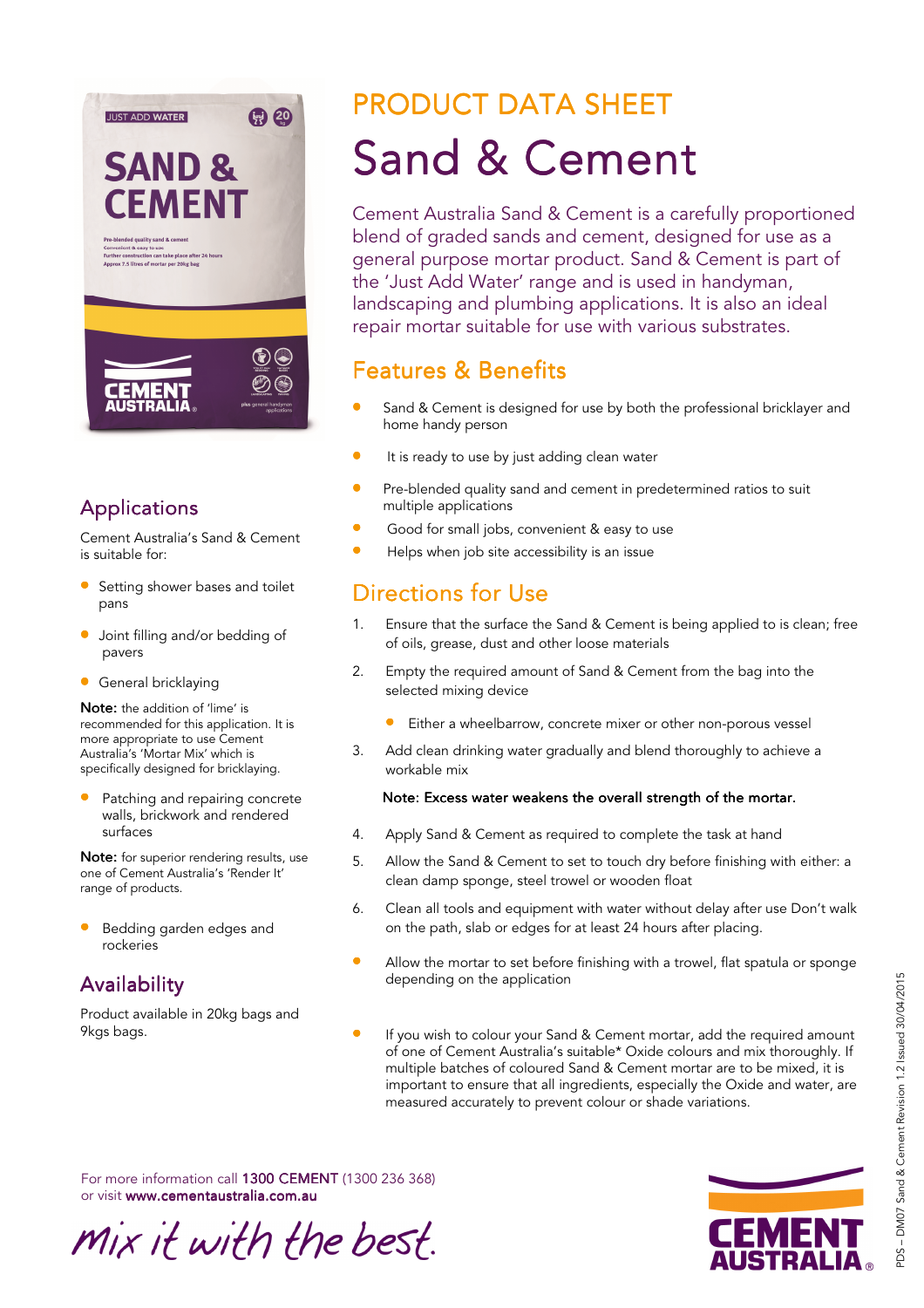PRODUCT DATA SHEET

# Sand & Cement

Cement Australia Sand & Cement is a carefully proportioned blend of graded sands and cement, designed for use as a general purpose mortar product. Sand & Cement is part of the 'Just Add Water' range and is used in handyman, landscaping and plumbing applications. It is also an ideal repair mortar suitable for use with various substrates.

## Features & Benefits

- Sand & Cement is designed for use by both the professional bricklayer and home handy person
- It is ready to use by just adding clean water
- Pre-blended quality sand and cement in predetermined ratios to suit multiple applications
- Good for small jobs, convenient & easy to use
- Helps when job site accessibility is an issue

## Directions for Use

1. Ensure that the surface the Sand & Cement is being applied to is clean; free of oils, grease, dust and other loose materials
2. Empty the required amount of Sand & Cement from the bag into the selected mixing device
   - Either a wheelbarrow, concrete mixer or other non-porous vessel
3. Add clean drinking water gradually and blend thoroughly to achieve a workable mix

   **Note: Excess water weakens the overall strength of the mortar.**
4. Apply Sand & Cement as required to complete the task at hand
5. Allow the Sand & Cement to set to touch dry before finishing with either: a clean damp sponge, steel trowel or wooden float
6. Clean all tools and equipment with water without delay after use Don't walk on the path, slab or edges for at least 24 hours after placing.

- Allow the mortar to set before finishing with a trowel, flat spatula or sponge depending on the application
- If you wish to colour your Sand & Cement mortar, add the required amount of one of Cement Australia's suitable* Oxide colours and mix thoroughly. If multiple batches of coloured Sand & Cement mortar are to be mixed, it is important to ensure that all ingredients, especially the Oxide and water, are measured accurately to prevent colour or shade variations.

## Applications

Cement Australia's Sand & Cement is suitable for:

- Setting shower bases and toilet pans
- Joint filling and/or bedding of pavers
- General bricklaying

**Note:** the addition of 'lime' is recommended for this application. It is more appropriate to use Cement Australia's 'Mortar Mix' which is specifically designed for bricklaying.

- Patching and repairing concrete walls, brickwork and rendered surfaces

**Note:** for superior rendering results, use one of Cement Australia's 'Render It' range of products.

- Bedding garden edges and rockeries

## Availability

Product available in 20kg bags and 9kgs bags.

For more information call **1300 CEMENT** (1300 236 368) or visit **www.cementaustralia.com.au**

*mix it with the best.*

PDS – DM07 Sand & Cement Revision 1.2 Issued 30/04/2015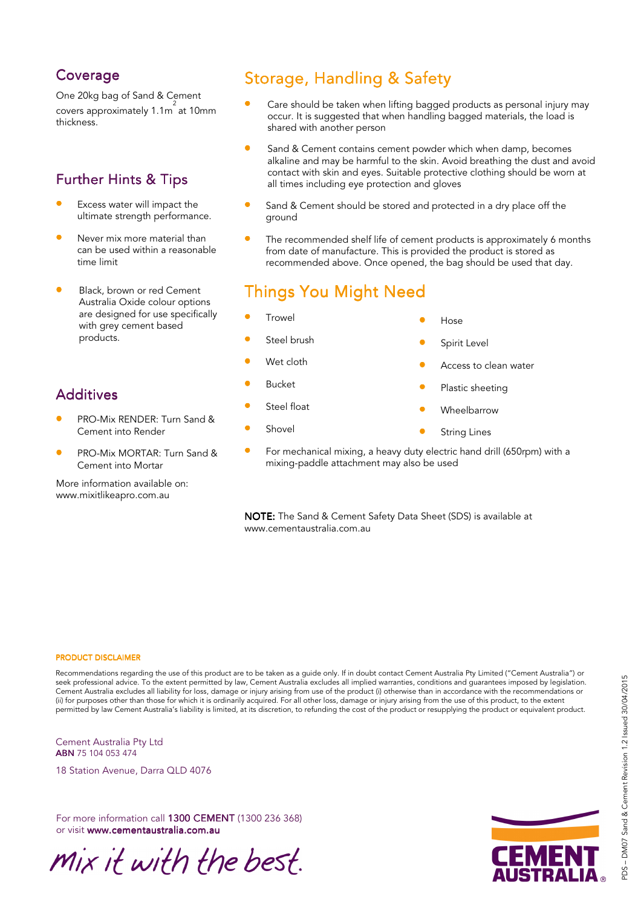## Coverage

One 20kg bag of Sand & Cement covers approximately 1.1m$^2$ at 10mm thickness.

## Further Hints & Tips

- Excess water will impact the ultimate strength performance.
- Never mix more material than can be used within a reasonable time limit
- Black, brown or red Cement Australia Oxide colour options are designed for use specifically with grey cement based products.

## Additives

- PRO-Mix RENDER: Turn Sand & Cement into Render
- PRO-Mix MORTAR: Turn Sand & Cement into Mortar

More information available on: www.mixitlikeapro.com.au

## Storage, Handling & Safety

- Care should be taken when lifting bagged products as personal injury may occur. It is suggested that when handling bagged materials, the load is shared with another person
- Sand & Cement contains cement powder which when damp, becomes alkaline and may be harmful to the skin. Avoid breathing the dust and avoid contact with skin and eyes. Suitable protective clothing should be worn at all times including eye protection and gloves
- Sand & Cement should be stored and protected in a dry place off the ground
- The recommended shelf life of cement products is approximately 6 months from date of manufacture. This is provided the product is stored as recommended above. Once opened, the bag should be used that day.

## Things You Might Need

- Trowel
- Steel brush
- Wet cloth
- Bucket
- Steel float
- Shovel
- Hose
- Spirit Level
- Access to clean water
- Plastic sheeting
- Wheelbarrow
- String Lines
- For mechanical mixing, a heavy duty electric hand drill (650rpm) with a mixing-paddle attachment may also be used

**NOTE:** The Sand & Cement Safety Data Sheet (SDS) is available at www.cementaustralia.com.au

**PRODUCT DISCLAIMER**

Recommendations regarding the use of this product are to be taken as a guide only. If in doubt contact Cement Australia Pty Limited ("Cement Australia") or seek professional advice. To the extent permitted by law, Cement Australia excludes all implied warranties, conditions and guarantees imposed by legislation. Cement Australia excludes all liability for loss, damage or injury arising from use of the product (i) otherwise than in accordance with the recommendations or (ii) for purposes other than those for which it is ordinarily acquired. For all other loss, damage or injury arising from the use of this product, to the extent permitted by law Cement Australia's liability is limited, at its discretion, to refunding the cost of the product or resupplying the product or equivalent product.

Cement Australia Pty Ltd
**ABN** 75 104 053 474

18 Station Avenue, Darra QLD 4076

For more information call **1300 CEMENT** (1300 236 368)
or visit **www.cementaustralia.com.au**

*mix it with the best.*

CEMENT AUSTRALIA®

PDS – DM07 Sand & Cement Revision 1.2 Issued 30/04/2015